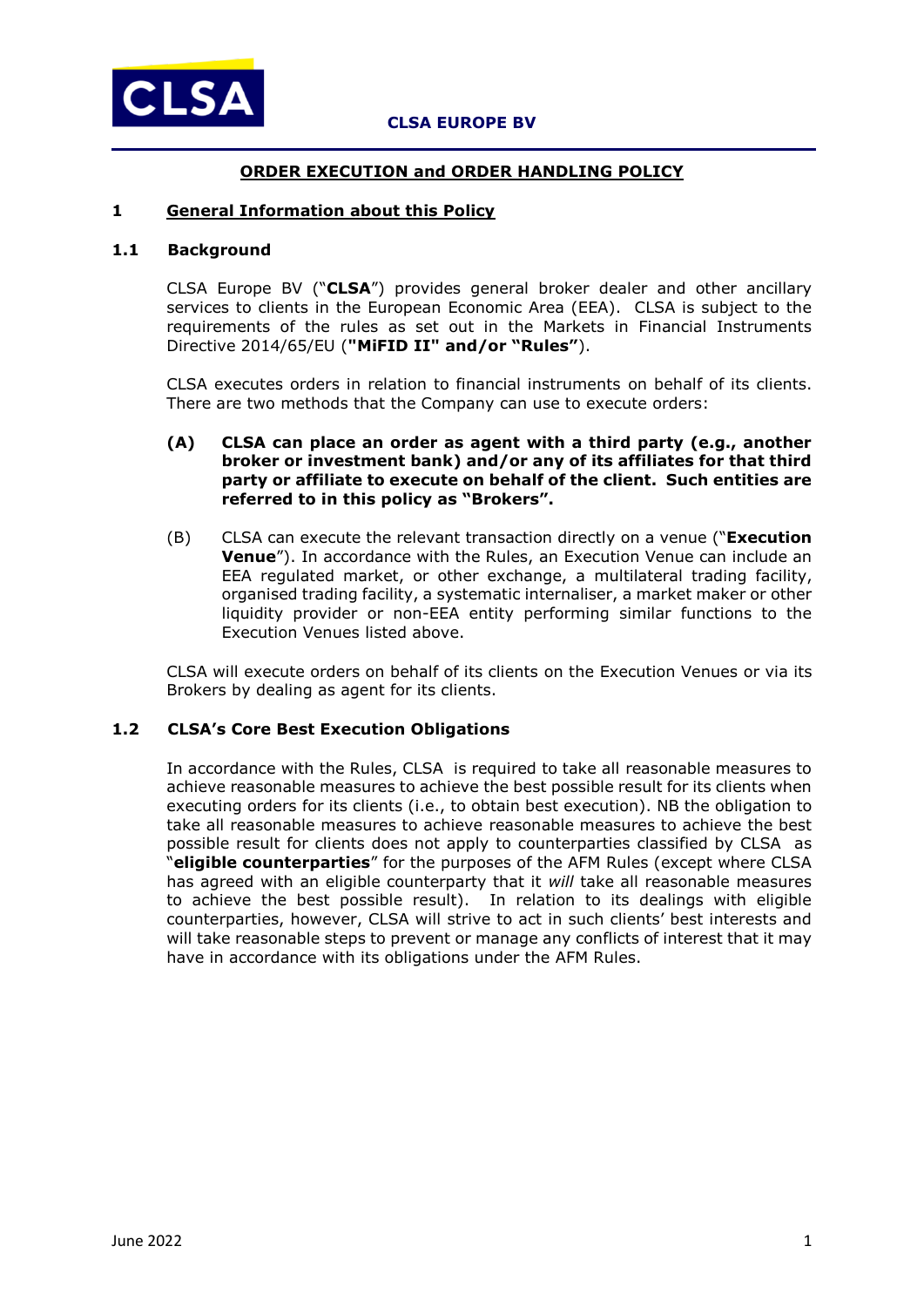**CLSA EUROPE BV**

# ORDER EXECUTION and ORDER HANDLING POLICY

## 1 General Information about this Policy

### 1.1 Background

CLSA Europe BV ("**CLSA**") provides general broker dealer and other ancillary services to clients in the European Economic Area (EEA). CLSA is subject to the requirements of the rules as set out in the Markets in Financial Instruments Directive 2014/65/EU (**"MiFID II" and/or "Rules"**).

CLSA executes orders in relation to financial instruments on behalf of its clients. There are two methods that the Company can use to execute orders:

**(A) CLSA can place an order as agent with a third party (e.g., another broker or investment bank) and/or any of its affiliates for that third party or affiliate to execute on behalf of the client. Such entities are referred to in this policy as "Brokers".**

(B) CLSA can execute the relevant transaction directly on a venue ("**Execution Venue**"). In accordance with the Rules, an Execution Venue can include an EEA regulated market, or other exchange, a multilateral trading facility, organised trading facility, a systematic internaliser, a market maker or other liquidity provider or non-EEA entity performing similar functions to the Execution Venues listed above.

CLSA will execute orders on behalf of its clients on the Execution Venues or via its Brokers by dealing as agent for its clients.

### 1.2 CLSA's Core Best Execution Obligations

In accordance with the Rules, CLSA is required to take all reasonable measures to achieve reasonable measures to achieve the best possible result for its clients when executing orders for its clients (i.e., to obtain best execution). NB the obligation to take all reasonable measures to achieve reasonable measures to achieve the best possible result for clients does not apply to counterparties classified by CLSA as "**eligible counterparties**" for the purposes of the AFM Rules (except where CLSA has agreed with an eligible counterparty that it *will* take all reasonable measures to achieve the best possible result). In relation to its dealings with eligible counterparties, however, CLSA will strive to act in such clients' best interests and will take reasonable steps to prevent or manage any conflicts of interest that it may have in accordance with its obligations under the AFM Rules.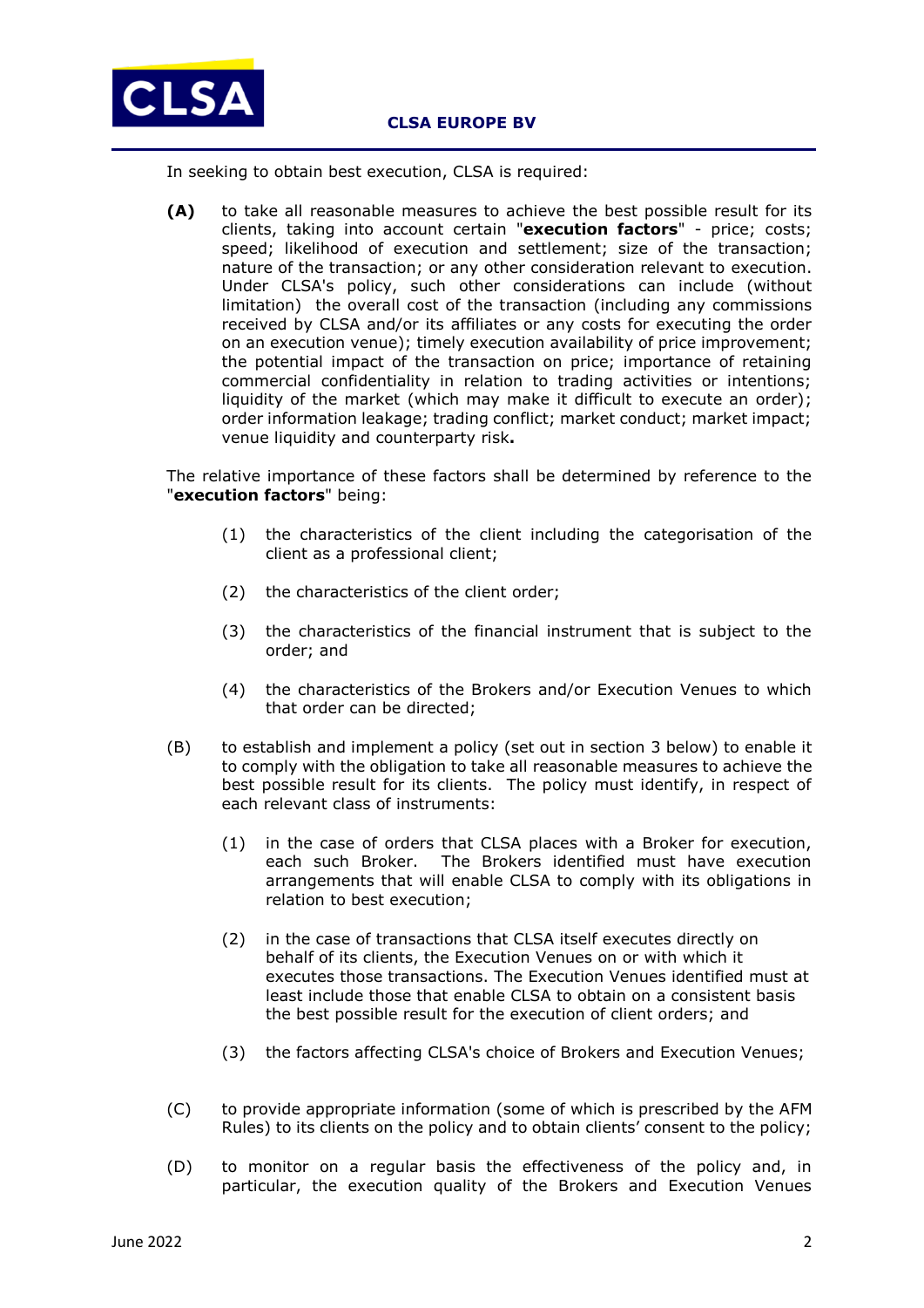In seeking to obtain best execution, CLSA is required:

**(A)** to take all reasonable measures to achieve the best possible result for its clients, taking into account certain "**execution factors**" - price; costs; speed; likelihood of execution and settlement; size of the transaction; nature of the transaction; or any other consideration relevant to execution. Under CLSA's policy, such other considerations can include (without limitation) the overall cost of the transaction (including any commissions received by CLSA and/or its affiliates or any costs for executing the order on an execution venue); timely execution availability of price improvement; the potential impact of the transaction on price; importance of retaining commercial confidentiality in relation to trading activities or intentions; liquidity of the market (which may make it difficult to execute an order); order information leakage; trading conflict; market conduct; market impact; venue liquidity and counterparty risk**.**

The relative importance of these factors shall be determined by reference to the "**execution factors**" being:

(1) the characteristics of the client including the categorisation of the client as a professional client;

(2) the characteristics of the client order;

(3) the characteristics of the financial instrument that is subject to the order; and

(4) the characteristics of the Brokers and/or Execution Venues to which that order can be directed;

(B) to establish and implement a policy (set out in section 3 below) to enable it to comply with the obligation to take all reasonable measures to achieve the best possible result for its clients. The policy must identify, in respect of each relevant class of instruments:

(1) in the case of orders that CLSA places with a Broker for execution, each such Broker. The Brokers identified must have execution arrangements that will enable CLSA to comply with its obligations in relation to best execution;

(2) in the case of transactions that CLSA itself executes directly on behalf of its clients, the Execution Venues on or with which it executes those transactions. The Execution Venues identified must at least include those that enable CLSA to obtain on a consistent basis the best possible result for the execution of client orders; and

(3) the factors affecting CLSA's choice of Brokers and Execution Venues;

(C) to provide appropriate information (some of which is prescribed by the AFM Rules) to its clients on the policy and to obtain clients' consent to the policy;

(D) to monitor on a regular basis the effectiveness of the policy and, in particular, the execution quality of the Brokers and Execution Venues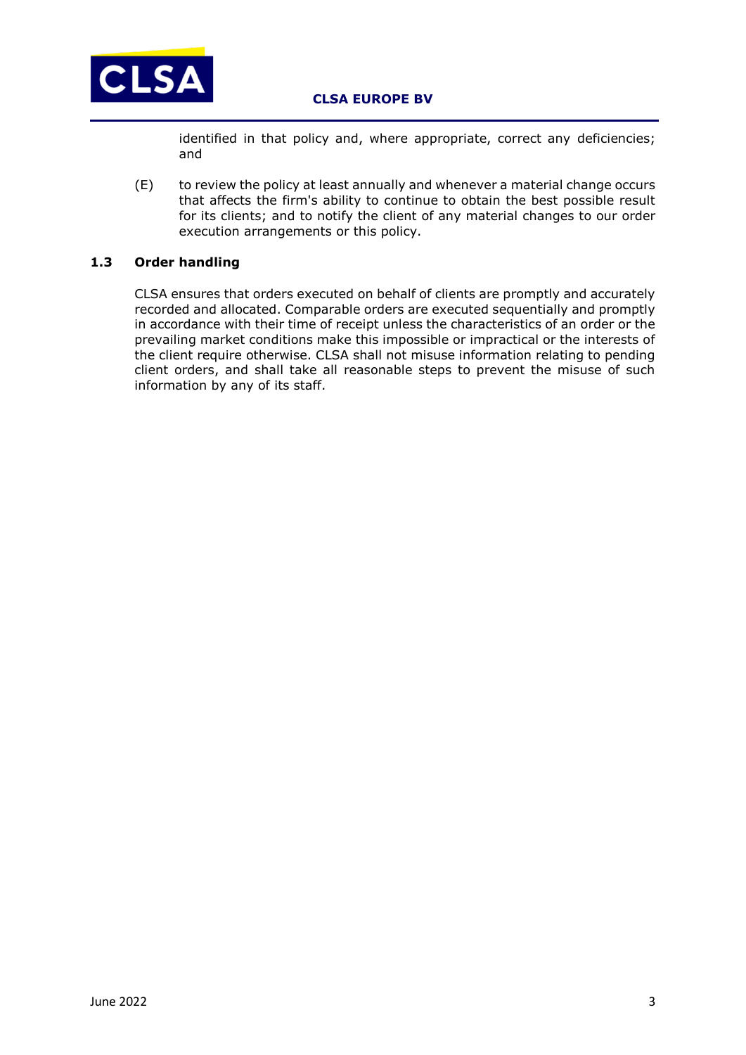identified in that policy and, where appropriate, correct any deficiencies; and

(E) to review the policy at least annually and whenever a material change occurs that affects the firm's ability to continue to obtain the best possible result for its clients; and to notify the client of any material changes to our order execution arrangements or this policy.

### 1.3 Order handling

CLSA ensures that orders executed on behalf of clients are promptly and accurately recorded and allocated. Comparable orders are executed sequentially and promptly in accordance with their time of receipt unless the characteristics of an order or the prevailing market conditions make this impossible or impractical or the interests of the client require otherwise. CLSA shall not misuse information relating to pending client orders, and shall take all reasonable steps to prevent the misuse of such information by any of its staff.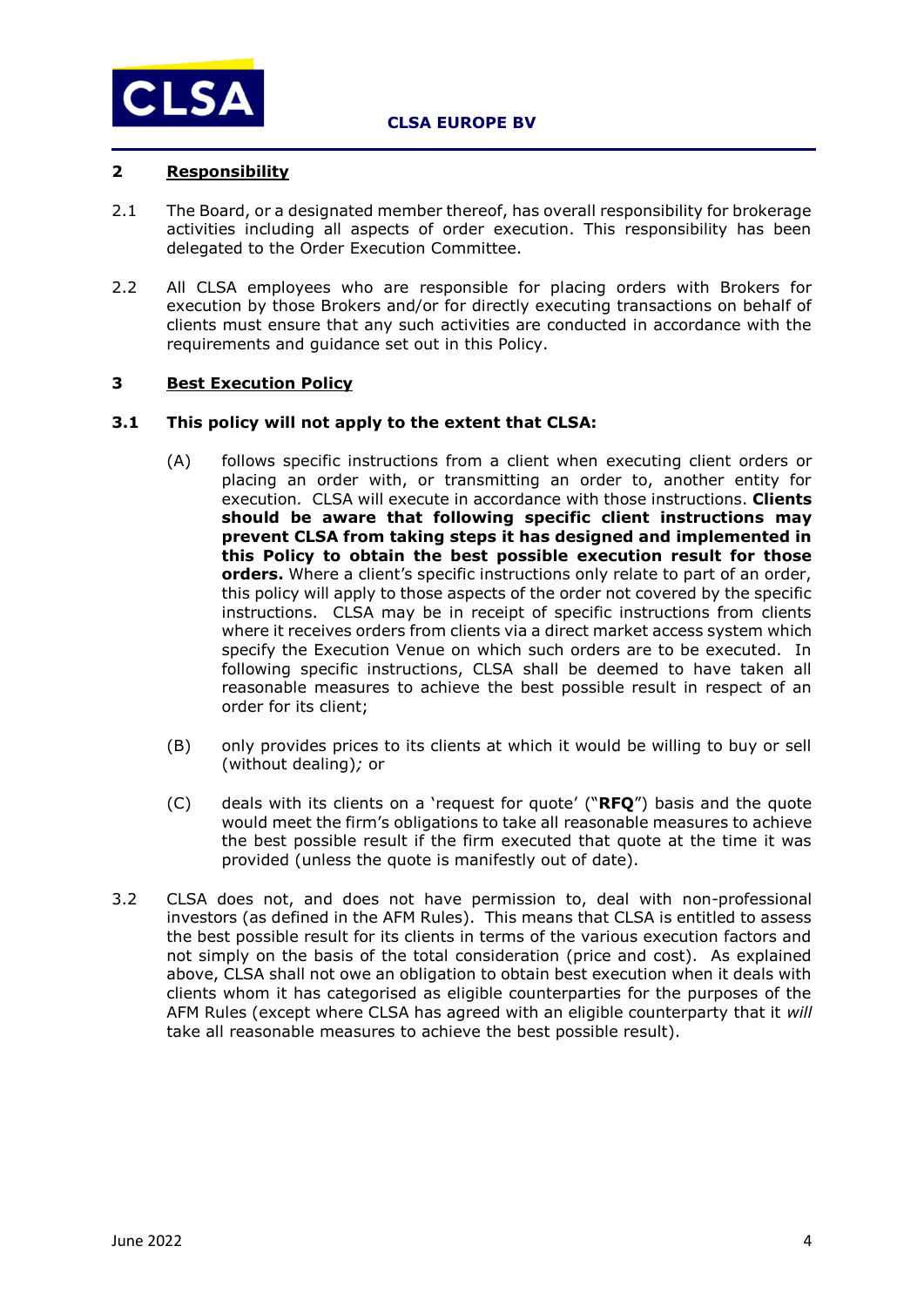## 2 <u>Responsibility</u>

2.1 The Board, or a designated member thereof, has overall responsibility for brokerage activities including all aspects of order execution. This responsibility has been delegated to the Order Execution Committee.

2.2 All CLSA employees who are responsible for placing orders with Brokers for execution by those Brokers and/or for directly executing transactions on behalf of clients must ensure that any such activities are conducted in accordance with the requirements and guidance set out in this Policy.

## 3 <u>Best Execution Policy</u>

**3.1 This policy will not apply to the extent that CLSA:**

(A) follows specific instructions from a client when executing client orders or placing an order with, or transmitting an order to, another entity for execution*.* CLSA will execute in accordance with those instructions. **Clients should be aware that following specific client instructions may prevent CLSA from taking steps it has designed and implemented in this Policy to obtain the best possible execution result for those orders.** Where a client's specific instructions only relate to part of an order, this policy will apply to those aspects of the order not covered by the specific instructions. CLSA may be in receipt of specific instructions from clients where it receives orders from clients via a direct market access system which specify the Execution Venue on which such orders are to be executed. In following specific instructions, CLSA shall be deemed to have taken all reasonable measures to achieve the best possible result in respect of an order for its client;

(B) only provides prices to its clients at which it would be willing to buy or sell (without dealing)*;* or

(C) deals with its clients on a 'request for quote' ("**RFQ**") basis and the quote would meet the firm's obligations to take all reasonable measures to achieve the best possible result if the firm executed that quote at the time it was provided (unless the quote is manifestly out of date).

3.2 CLSA does not, and does not have permission to, deal with non-professional investors (as defined in the AFM Rules). This means that CLSA is entitled to assess the best possible result for its clients in terms of the various execution factors and not simply on the basis of the total consideration (price and cost). As explained above, CLSA shall not owe an obligation to obtain best execution when it deals with clients whom it has categorised as eligible counterparties for the purposes of the AFM Rules (except where CLSA has agreed with an eligible counterparty that it *will* take all reasonable measures to achieve the best possible result).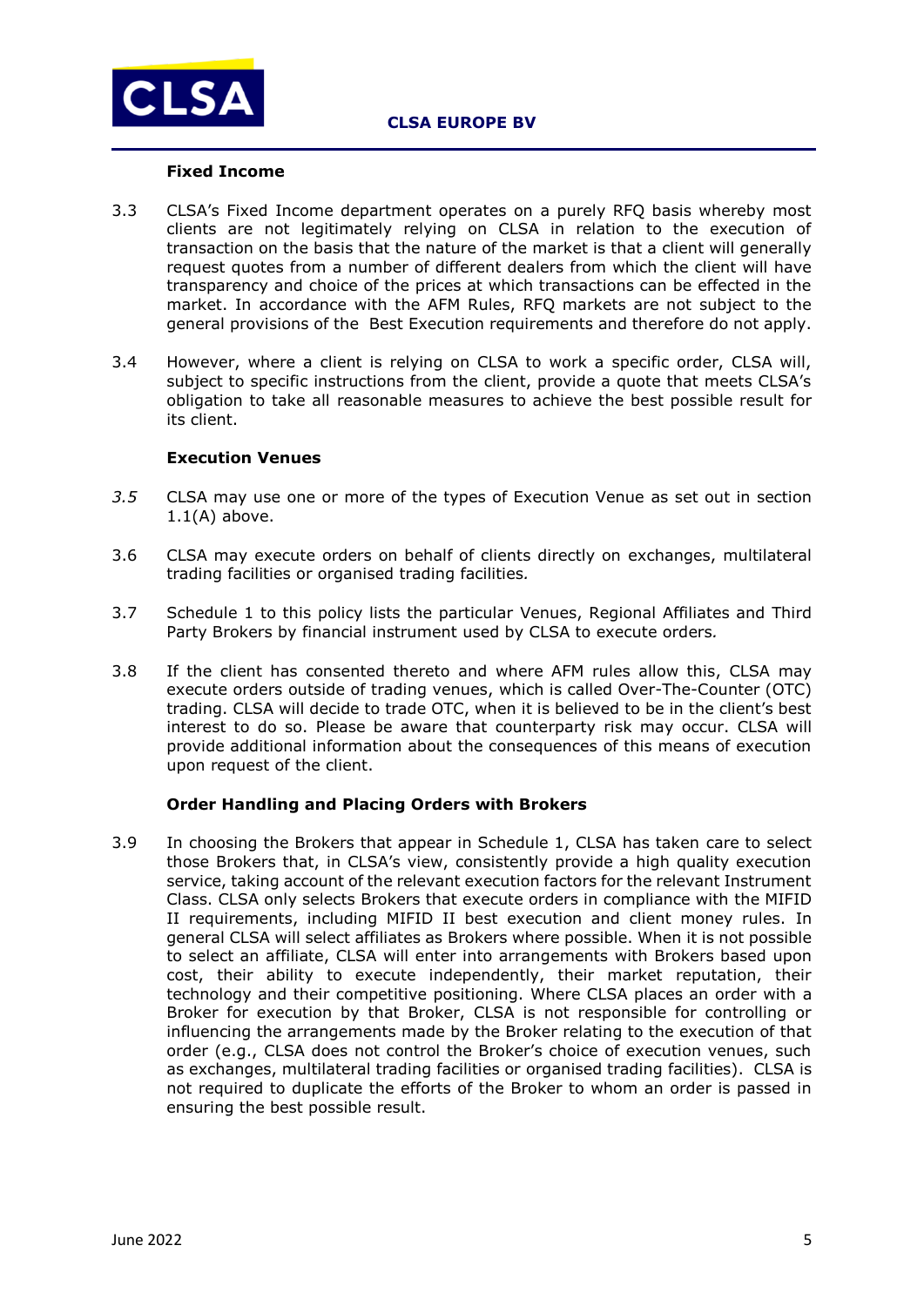**Fixed Income**

3.3 CLSA's Fixed Income department operates on a purely RFQ basis whereby most clients are not legitimately relying on CLSA in relation to the execution of transaction on the basis that the nature of the market is that a client will generally request quotes from a number of different dealers from which the client will have transparency and choice of the prices at which transactions can be effected in the market. In accordance with the AFM Rules, RFQ markets are not subject to the general provisions of the Best Execution requirements and therefore do not apply.

3.4 However, where a client is relying on CLSA to work a specific order, CLSA will, subject to specific instructions from the client, provide a quote that meets CLSA's obligation to take all reasonable measures to achieve the best possible result for its client.

**Execution Venues**

*3.5* CLSA may use one or more of the types of Execution Venue as set out in section 1.1(A) above.

3.6 CLSA may execute orders on behalf of clients directly on exchanges, multilateral trading facilities or organised trading facilities*.*

3.7 Schedule 1 to this policy lists the particular Venues, Regional Affiliates and Third Party Brokers by financial instrument used by CLSA to execute orders*.*

3.8 If the client has consented thereto and where AFM rules allow this, CLSA may execute orders outside of trading venues, which is called Over-The-Counter (OTC) trading. CLSA will decide to trade OTC, when it is believed to be in the client's best interest to do so. Please be aware that counterparty risk may occur. CLSA will provide additional information about the consequences of this means of execution upon request of the client.

**Order Handling and Placing Orders with Brokers**

3.9 In choosing the Brokers that appear in Schedule 1, CLSA has taken care to select those Brokers that, in CLSA's view, consistently provide a high quality execution service, taking account of the relevant execution factors for the relevant Instrument Class. CLSA only selects Brokers that execute orders in compliance with the MIFID II requirements, including MIFID II best execution and client money rules. In general CLSA will select affiliates as Brokers where possible. When it is not possible to select an affiliate, CLSA will enter into arrangements with Brokers based upon cost, their ability to execute independently, their market reputation, their technology and their competitive positioning. Where CLSA places an order with a Broker for execution by that Broker, CLSA is not responsible for controlling or influencing the arrangements made by the Broker relating to the execution of that order (e.g., CLSA does not control the Broker's choice of execution venues, such as exchanges, multilateral trading facilities or organised trading facilities). CLSA is not required to duplicate the efforts of the Broker to whom an order is passed in ensuring the best possible result.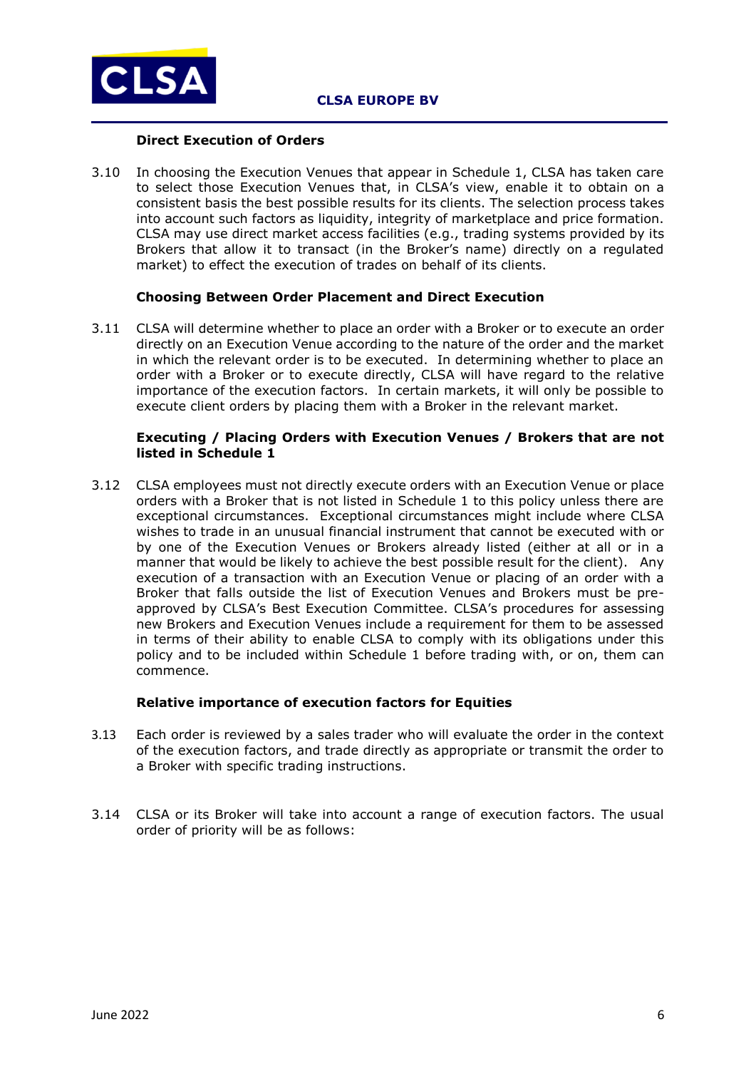### Direct Execution of Orders

3.10 In choosing the Execution Venues that appear in Schedule 1, CLSA has taken care to select those Execution Venues that, in CLSA's view, enable it to obtain on a consistent basis the best possible results for its clients. The selection process takes into account such factors as liquidity, integrity of marketplace and price formation. CLSA may use direct market access facilities (e.g., trading systems provided by its Brokers that allow it to transact (in the Broker's name) directly on a regulated market) to effect the execution of trades on behalf of its clients.

### Choosing Between Order Placement and Direct Execution

3.11 CLSA will determine whether to place an order with a Broker or to execute an order directly on an Execution Venue according to the nature of the order and the market in which the relevant order is to be executed. In determining whether to place an order with a Broker or to execute directly, CLSA will have regard to the relative importance of the execution factors. In certain markets, it will only be possible to execute client orders by placing them with a Broker in the relevant market.

### Executing / Placing Orders with Execution Venues / Brokers that are not listed in Schedule 1

3.12 CLSA employees must not directly execute orders with an Execution Venue or place orders with a Broker that is not listed in Schedule 1 to this policy unless there are exceptional circumstances. Exceptional circumstances might include where CLSA wishes to trade in an unusual financial instrument that cannot be executed with or by one of the Execution Venues or Brokers already listed (either at all or in a manner that would be likely to achieve the best possible result for the client). Any execution of a transaction with an Execution Venue or placing of an order with a Broker that falls outside the list of Execution Venues and Brokers must be pre-approved by CLSA's Best Execution Committee. CLSA's procedures for assessing new Brokers and Execution Venues include a requirement for them to be assessed in terms of their ability to enable CLSA to comply with its obligations under this policy and to be included within Schedule 1 before trading with, or on, them can commence.

### Relative importance of execution factors for Equities

3.13 Each order is reviewed by a sales trader who will evaluate the order in the context of the execution factors, and trade directly as appropriate or transmit the order to a Broker with specific trading instructions.

3.14 CLSA or its Broker will take into account a range of execution factors. The usual order of priority will be as follows: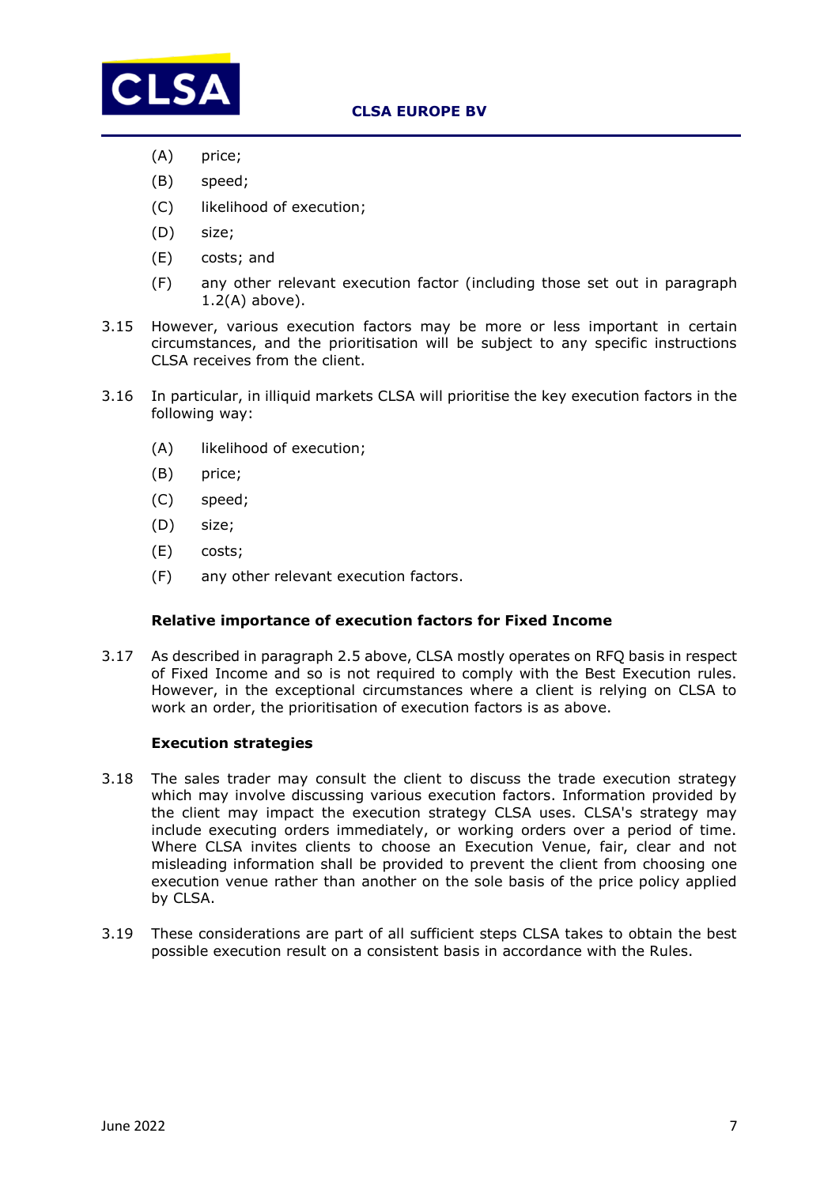(A) price;

(B) speed;

(C) likelihood of execution;

(D) size;

(E) costs; and

(F) any other relevant execution factor (including those set out in paragraph 1.2(A) above).

3.15 However, various execution factors may be more or less important in certain circumstances, and the prioritisation will be subject to any specific instructions CLSA receives from the client.

3.16 In particular, in illiquid markets CLSA will prioritise the key execution factors in the following way:

(A) likelihood of execution;

(B) price;

(C) speed;

(D) size;

(E) costs;

(F) any other relevant execution factors.

**Relative importance of execution factors for Fixed Income**

3.17 As described in paragraph 2.5 above, CLSA mostly operates on RFQ basis in respect of Fixed Income and so is not required to comply with the Best Execution rules. However, in the exceptional circumstances where a client is relying on CLSA to work an order, the prioritisation of execution factors is as above.

**Execution strategies**

3.18 The sales trader may consult the client to discuss the trade execution strategy which may involve discussing various execution factors. Information provided by the client may impact the execution strategy CLSA uses. CLSA's strategy may include executing orders immediately, or working orders over a period of time. Where CLSA invites clients to choose an Execution Venue, fair, clear and not misleading information shall be provided to prevent the client from choosing one execution venue rather than another on the sole basis of the price policy applied by CLSA.

3.19 These considerations are part of all sufficient steps CLSA takes to obtain the best possible execution result on a consistent basis in accordance with the Rules.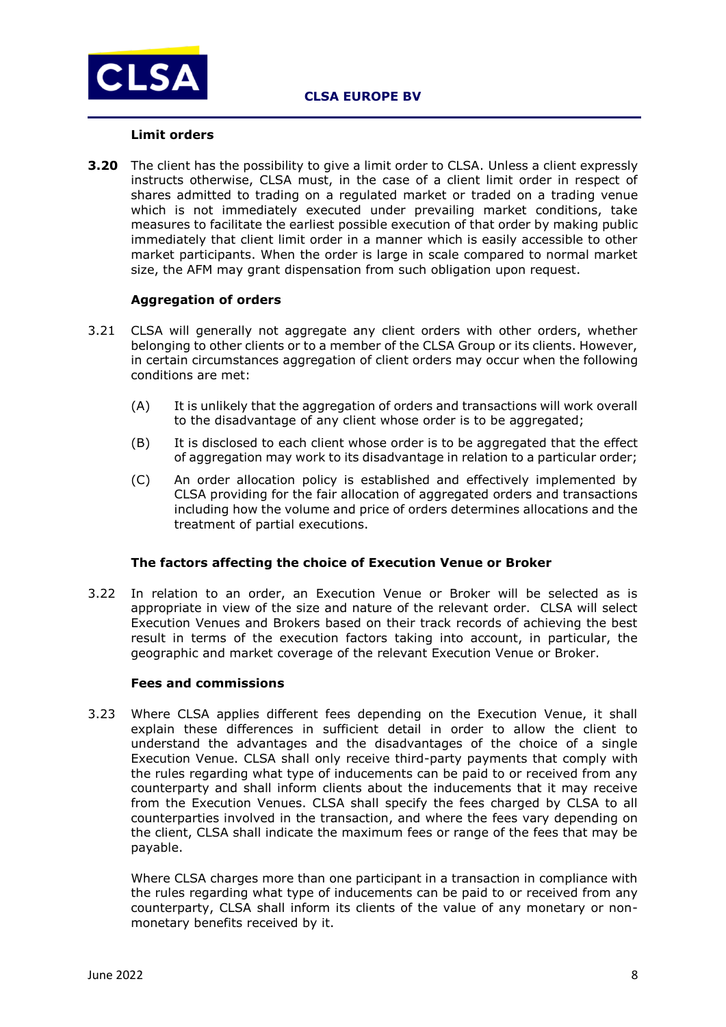### Limit orders

**3.20** The client has the possibility to give a limit order to CLSA. Unless a client expressly instructs otherwise, CLSA must, in the case of a client limit order in respect of shares admitted to trading on a regulated market or traded on a trading venue which is not immediately executed under prevailing market conditions, take measures to facilitate the earliest possible execution of that order by making public immediately that client limit order in a manner which is easily accessible to other market participants. When the order is large in scale compared to normal market size, the AFM may grant dispensation from such obligation upon request.

### Aggregation of orders

3.21 CLSA will generally not aggregate any client orders with other orders, whether belonging to other clients or to a member of the CLSA Group or its clients. However, in certain circumstances aggregation of client orders may occur when the following conditions are met:

(A) It is unlikely that the aggregation of orders and transactions will work overall to the disadvantage of any client whose order is to be aggregated;

(B) It is disclosed to each client whose order is to be aggregated that the effect of aggregation may work to its disadvantage in relation to a particular order;

(C) An order allocation policy is established and effectively implemented by CLSA providing for the fair allocation of aggregated orders and transactions including how the volume and price of orders determines allocations and the treatment of partial executions.

### The factors affecting the choice of Execution Venue or Broker

3.22 In relation to an order, an Execution Venue or Broker will be selected as is appropriate in view of the size and nature of the relevant order. CLSA will select Execution Venues and Brokers based on their track records of achieving the best result in terms of the execution factors taking into account, in particular, the geographic and market coverage of the relevant Execution Venue or Broker.

### Fees and commissions

3.23 Where CLSA applies different fees depending on the Execution Venue, it shall explain these differences in sufficient detail in order to allow the client to understand the advantages and the disadvantages of the choice of a single Execution Venue. CLSA shall only receive third-party payments that comply with the rules regarding what type of inducements can be paid to or received from any counterparty and shall inform clients about the inducements that it may receive from the Execution Venues. CLSA shall specify the fees charged by CLSA to all counterparties involved in the transaction, and where the fees vary depending on the client, CLSA shall indicate the maximum fees or range of the fees that may be payable.

Where CLSA charges more than one participant in a transaction in compliance with the rules regarding what type of inducements can be paid to or received from any counterparty, CLSA shall inform its clients of the value of any monetary or non-monetary benefits received by it.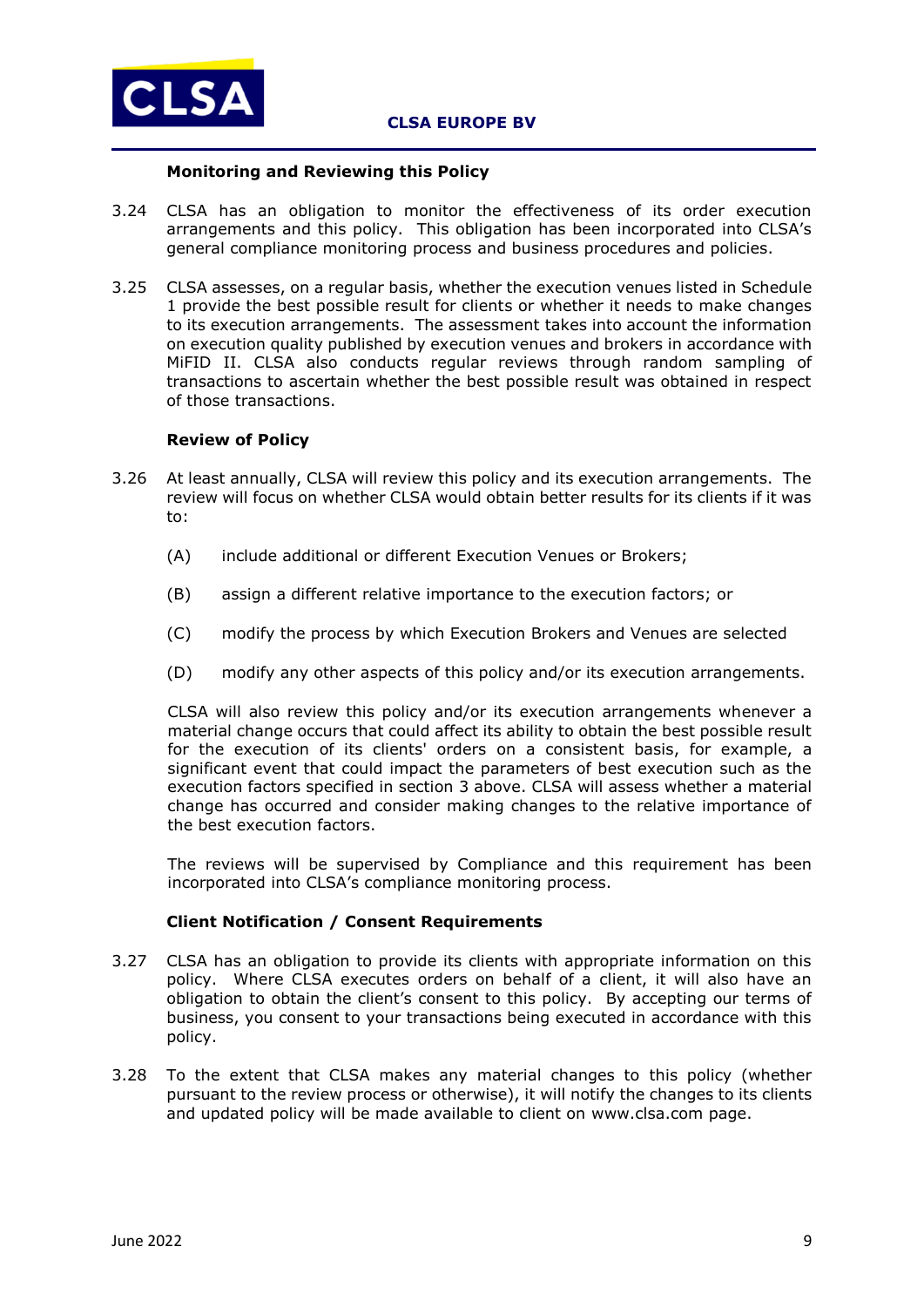**Monitoring and Reviewing this Policy**

3.24 CLSA has an obligation to monitor the effectiveness of its order execution arrangements and this policy. This obligation has been incorporated into CLSA's general compliance monitoring process and business procedures and policies.

3.25 CLSA assesses, on a regular basis, whether the execution venues listed in Schedule 1 provide the best possible result for clients or whether it needs to make changes to its execution arrangements. The assessment takes into account the information on execution quality published by execution venues and brokers in accordance with MiFID II. CLSA also conducts regular reviews through random sampling of transactions to ascertain whether the best possible result was obtained in respect of those transactions.

**Review of Policy**

3.26 At least annually, CLSA will review this policy and its execution arrangements. The review will focus on whether CLSA would obtain better results for its clients if it was to:

(A) include additional or different Execution Venues or Brokers;

(B) assign a different relative importance to the execution factors; or

(C) modify the process by which Execution Brokers and Venues are selected

(D) modify any other aspects of this policy and/or its execution arrangements.

CLSA will also review this policy and/or its execution arrangements whenever a material change occurs that could affect its ability to obtain the best possible result for the execution of its clients' orders on a consistent basis, for example, a significant event that could impact the parameters of best execution such as the execution factors specified in section 3 above. CLSA will assess whether a material change has occurred and consider making changes to the relative importance of the best execution factors.

The reviews will be supervised by Compliance and this requirement has been incorporated into CLSA's compliance monitoring process.

**Client Notification / Consent Requirements**

3.27 CLSA has an obligation to provide its clients with appropriate information on this policy. Where CLSA executes orders on behalf of a client, it will also have an obligation to obtain the client's consent to this policy. By accepting our terms of business, you consent to your transactions being executed in accordance with this policy.

3.28 To the extent that CLSA makes any material changes to this policy (whether pursuant to the review process or otherwise), it will notify the changes to its clients and updated policy will be made available to client on www.clsa.com page.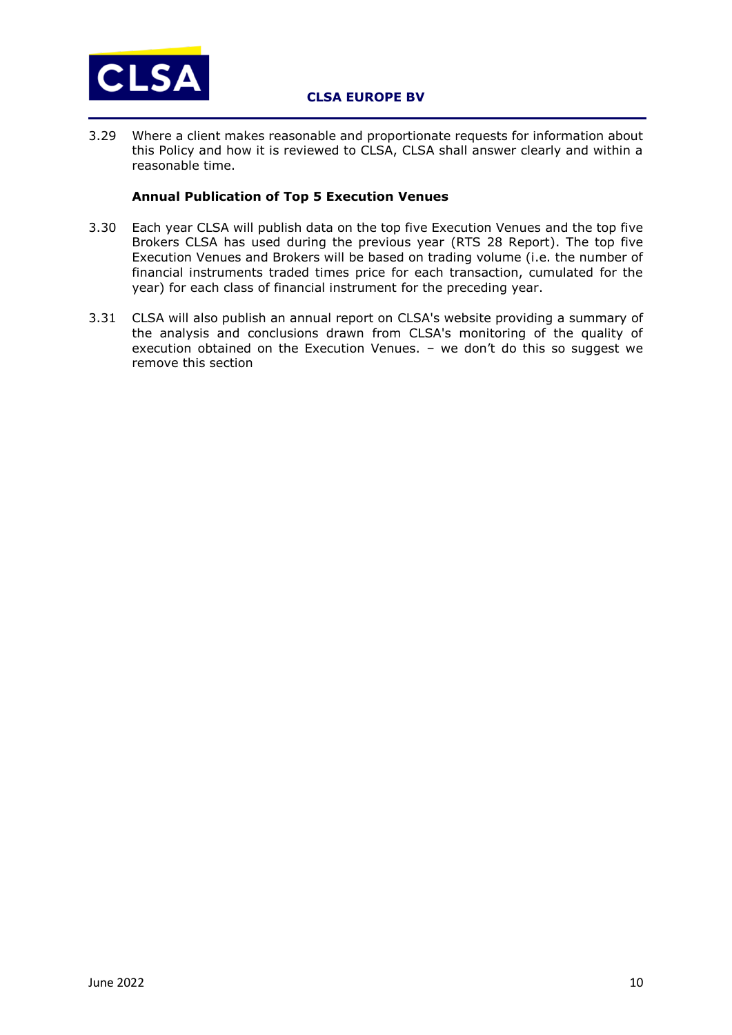3.29 Where a client makes reasonable and proportionate requests for information about this Policy and how it is reviewed to CLSA, CLSA shall answer clearly and within a reasonable time.

**Annual Publication of Top 5 Execution Venues**

3.30 Each year CLSA will publish data on the top five Execution Venues and the top five Brokers CLSA has used during the previous year (RTS 28 Report). The top five Execution Venues and Brokers will be based on trading volume (i.e. the number of financial instruments traded times price for each transaction, cumulated for the year) for each class of financial instrument for the preceding year.

3.31 CLSA will also publish an annual report on CLSA's website providing a summary of the analysis and conclusions drawn from CLSA's monitoring of the quality of execution obtained on the Execution Venues. – we don't do this so suggest we remove this section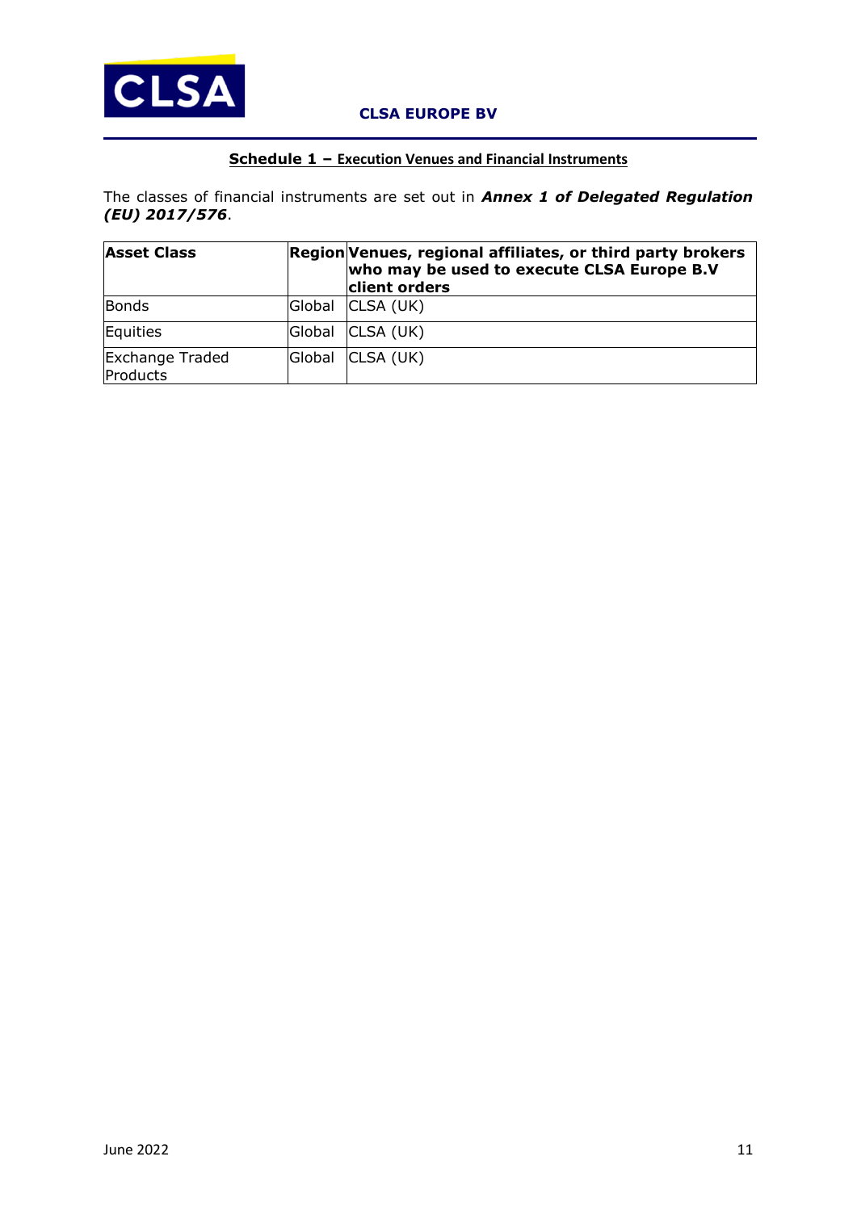**Schedule 1 – Execution Venues and Financial Instruments**

The classes of financial instruments are set out in ***Annex 1 of Delegated Regulation (EU) 2017/576***.

| Asset Class | Region | Venues, regional affiliates, or third party brokers who may be used to execute CLSA Europe B.V client orders |
|---|---|---|
| Bonds | Global | CLSA (UK) |
| Equities | Global | CLSA (UK) |
| Exchange Traded Products | Global | CLSA (UK) |